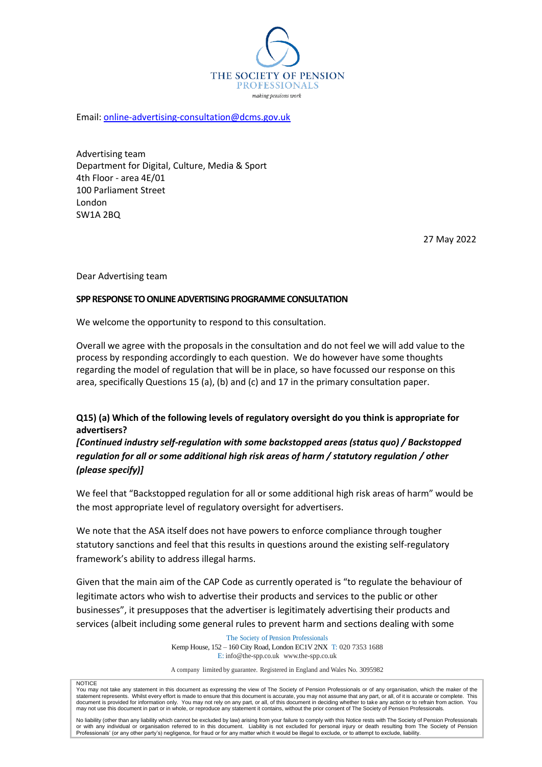THE SOCIETY OF PENSION PROFESSIONALS

*making pensions work*

Email: online-advertising-consultation@dcms.gov.uk

Advertising team
Department for Digital, Culture, Media & Sport
4th Floor - area 4E/01
100 Parliament Street
London
SW1A 2BQ

27 May 2022

Dear Advertising team

**SPP RESPONSE TO ONLINE ADVERTISING PROGRAMME CONSULTATION**

We welcome the opportunity to respond to this consultation.

Overall we agree with the proposals in the consultation and do not feel we will add value to the process by responding accordingly to each question. We do however have some thoughts regarding the model of regulation that will be in place, so have focussed our response on this area, specifically Questions 15 (a), (b) and (c) and 17 in the primary consultation paper.

**Q15) (a) Which of the following levels of regulatory oversight do you think is appropriate for advertisers?**
***[Continued industry self-regulation with some backstopped areas (status quo) / Backstopped regulation for all or some additional high risk areas of harm / statutory regulation / other (please specify)]***

We feel that "Backstopped regulation for all or some additional high risk areas of harm" would be the most appropriate level of regulatory oversight for advertisers.

We note that the ASA itself does not have powers to enforce compliance through tougher statutory sanctions and feel that this results in questions around the existing self-regulatory framework's ability to address illegal harms.

Given that the main aim of the CAP Code as currently operated is "to regulate the behaviour of legitimate actors who wish to advertise their products and services to the public or other businesses", it presupposes that the advertiser is legitimately advertising their products and services (albeit including some general rules to prevent harm and sections dealing with some

The Society of Pension Professionals
Kemp House, 152 – 160 City Road, London EC1V 2NX T: 020 7353 1688
E: info@the-spp.co.uk www.the-spp.co.uk

A company limited by guarantee. Registered in England and Wales No. 3095982

NOTICE
You may not take any statement in this document as expressing the view of The Society of Pension Professionals or of any organisation, which the maker of the statement represents. Whilst every effort is made to ensure that this document is accurate, you may not assume that any part, or all, of it is accurate or complete. This document is provided for information only. You may not rely on any part, or all, of this document in deciding whether to take any action or to refrain from action. You may not use this document in part or in whole, or reproduce any statement it contains, without the prior consent of The Society of Pension Professionals.

No liability (other than any liability which cannot be excluded by law) arising from your failure to comply with this Notice rests with The Society of Pension Professionals or with any individual or organisation referred to in this document. Liability is not excluded for personal injury or death resulting from The Society of Pension Professionals' (or any other party's) negligence, for fraud or for any matter which it would be illegal to exclude, or to attempt to exclude, liability.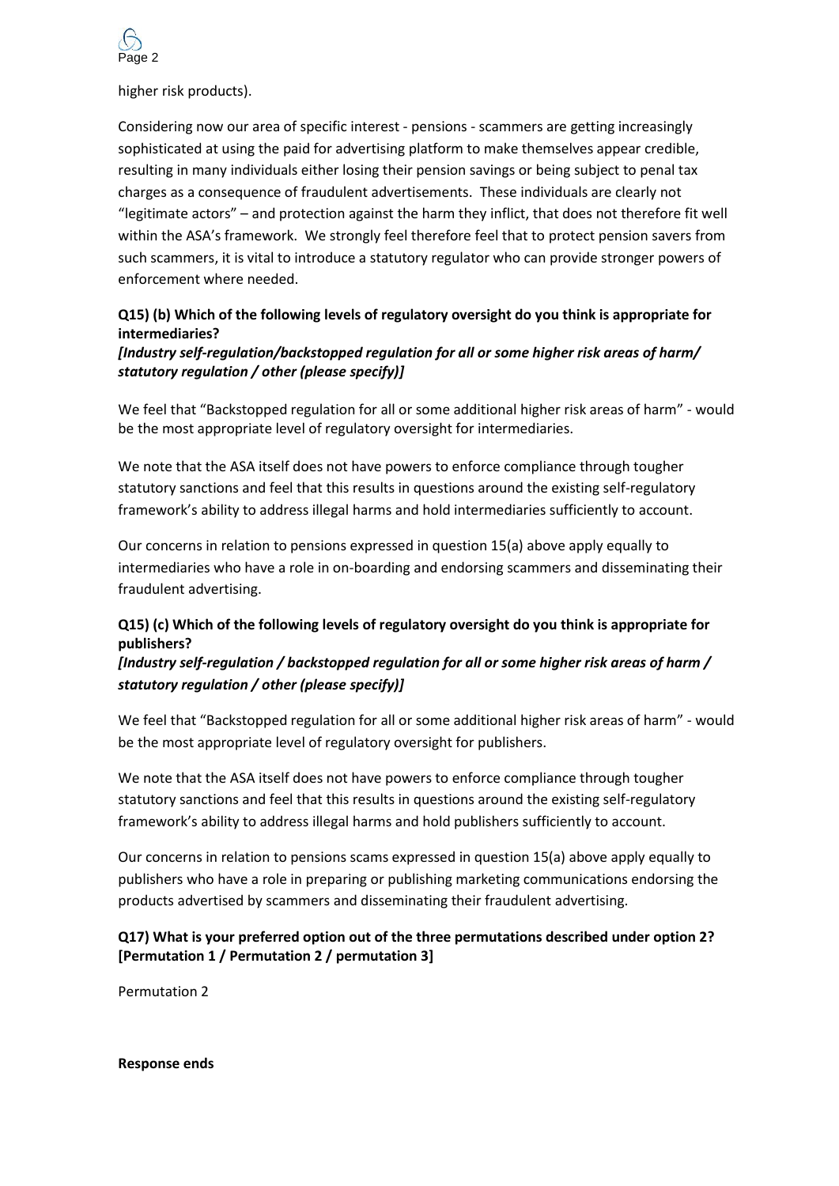higher risk products).

Considering now our area of specific interest - pensions - scammers are getting increasingly sophisticated at using the paid for advertising platform to make themselves appear credible, resulting in many individuals either losing their pension savings or being subject to penal tax charges as a consequence of fraudulent advertisements. These individuals are clearly not "legitimate actors" – and protection against the harm they inflict, that does not therefore fit well within the ASA's framework. We strongly feel therefore feel that to protect pension savers from such scammers, it is vital to introduce a statutory regulator who can provide stronger powers of enforcement where needed.

**Q15) (b) Which of the following levels of regulatory oversight do you think is appropriate for intermediaries?**
***[Industry self-regulation/backstopped regulation for all or some higher risk areas of harm/ statutory regulation / other (please specify)]***

We feel that "Backstopped regulation for all or some additional higher risk areas of harm" - would be the most appropriate level of regulatory oversight for intermediaries.

We note that the ASA itself does not have powers to enforce compliance through tougher statutory sanctions and feel that this results in questions around the existing self-regulatory framework's ability to address illegal harms and hold intermediaries sufficiently to account.

Our concerns in relation to pensions expressed in question 15(a) above apply equally to intermediaries who have a role in on-boarding and endorsing scammers and disseminating their fraudulent advertising.

**Q15) (c) Which of the following levels of regulatory oversight do you think is appropriate for publishers?**
***[Industry self-regulation / backstopped regulation for all or some higher risk areas of harm / statutory regulation / other (please specify)]***

We feel that "Backstopped regulation for all or some additional higher risk areas of harm" - would be the most appropriate level of regulatory oversight for publishers.

We note that the ASA itself does not have powers to enforce compliance through tougher statutory sanctions and feel that this results in questions around the existing self-regulatory framework's ability to address illegal harms and hold publishers sufficiently to account.

Our concerns in relation to pensions scams expressed in question 15(a) above apply equally to publishers who have a role in preparing or publishing marketing communications endorsing the products advertised by scammers and disseminating their fraudulent advertising.

**Q17) What is your preferred option out of the three permutations described under option 2? [Permutation 1 / Permutation 2 / permutation 3]**

Permutation 2

**Response ends**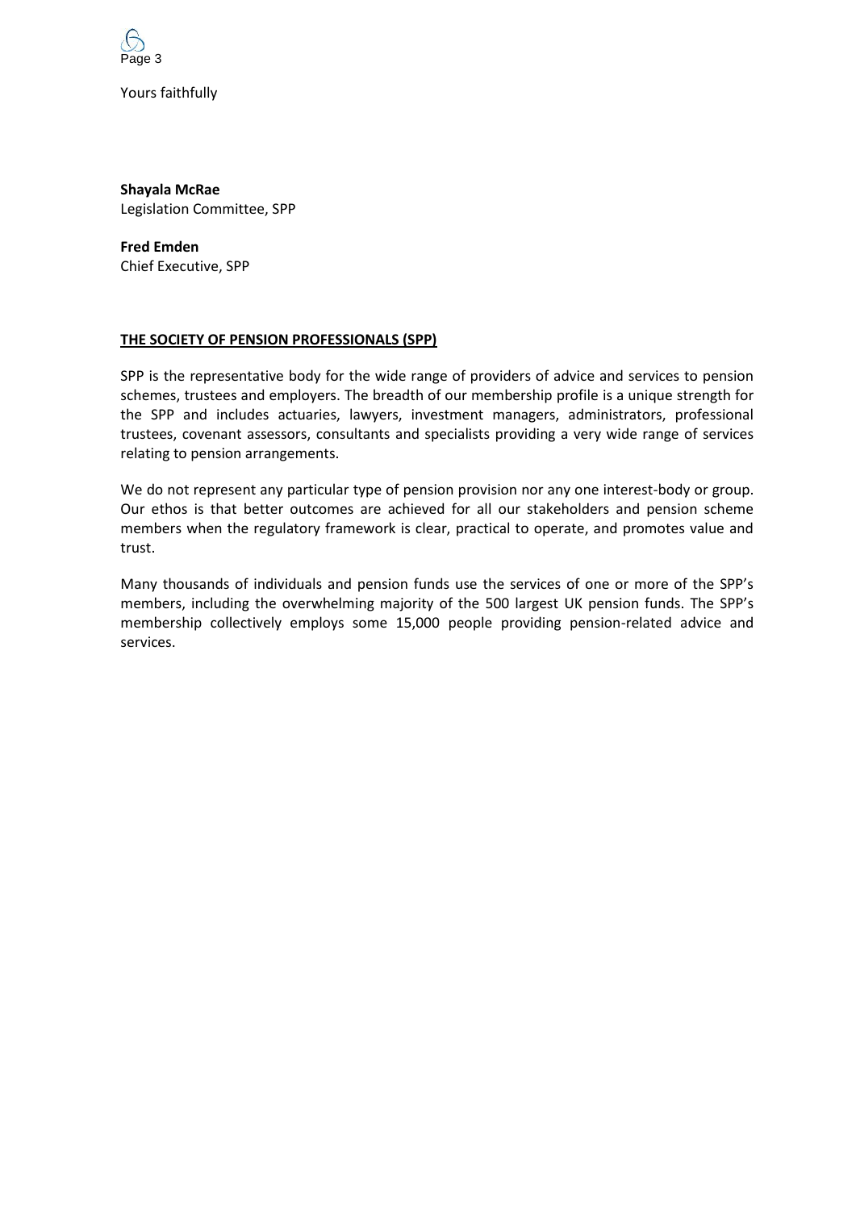Yours faithfully

**Shayala McRae**
Legislation Committee, SPP

**Fred Emden**
Chief Executive, SPP

## THE SOCIETY OF PENSION PROFESSIONALS (SPP)

SPP is the representative body for the wide range of providers of advice and services to pension schemes, trustees and employers. The breadth of our membership profile is a unique strength for the SPP and includes actuaries, lawyers, investment managers, administrators, professional trustees, covenant assessors, consultants and specialists providing a very wide range of services relating to pension arrangements.

We do not represent any particular type of pension provision nor any one interest-body or group. Our ethos is that better outcomes are achieved for all our stakeholders and pension scheme members when the regulatory framework is clear, practical to operate, and promotes value and trust.

Many thousands of individuals and pension funds use the services of one or more of the SPP's members, including the overwhelming majority of the 500 largest UK pension funds. The SPP's membership collectively employs some 15,000 people providing pension-related advice and services.